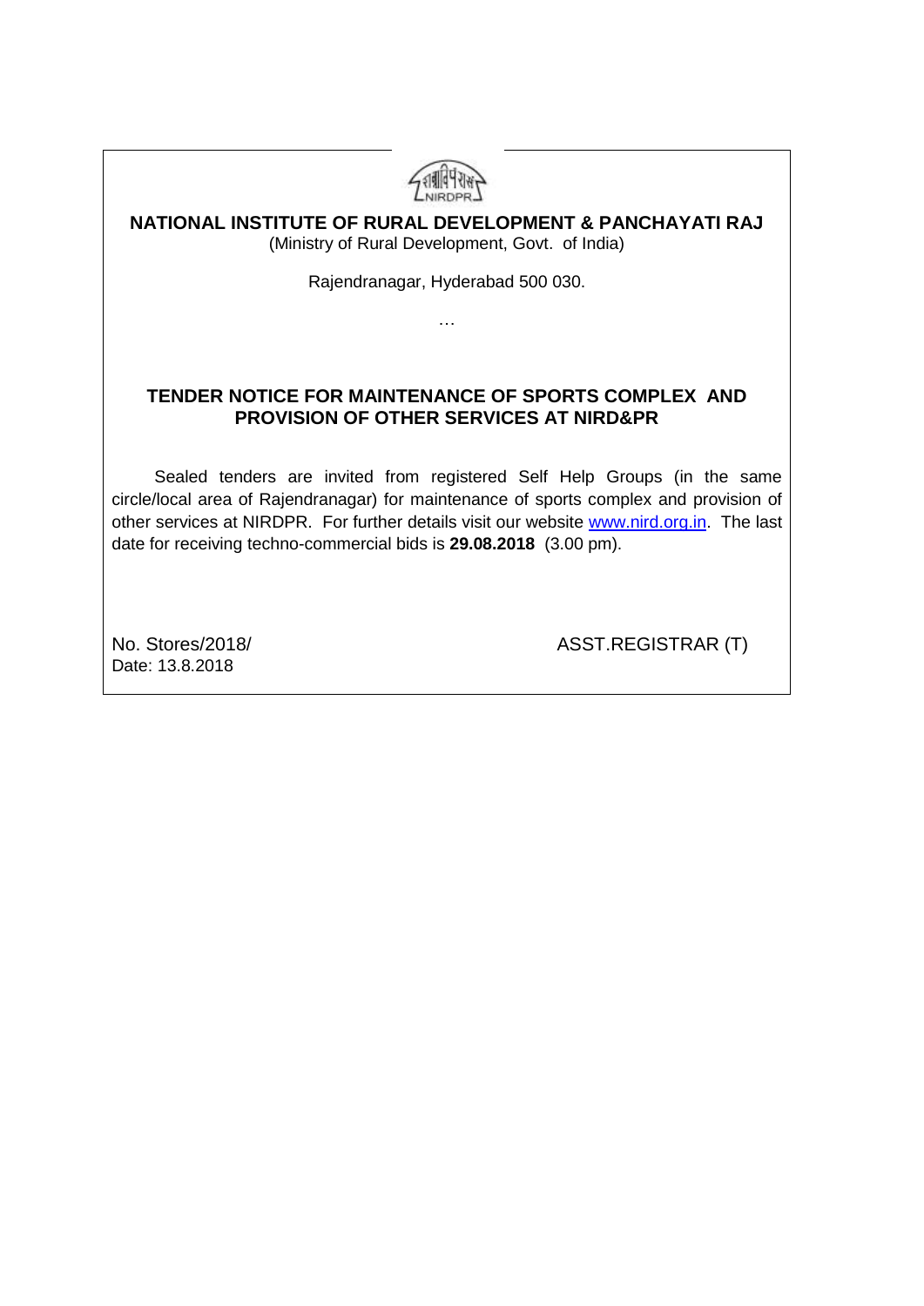**NATIONAL INSTITUTE OF RURAL DEVELOPMENT & PANCHAYATI RAJ**
(Ministry of Rural Development, Govt. of India)

Rajendranagar, Hyderabad 500 030.

…

## TENDER NOTICE FOR MAINTENANCE OF SPORTS COMPLEX AND PROVISION OF OTHER SERVICES AT NIRD&PR

Sealed tenders are invited from registered Self Help Groups (in the same circle/local area of Rajendranagar) for maintenance of sports complex and provision of other services at NIRDPR. For further details visit our website www.nird.org.in. The last date for receiving techno-commercial bids is **29.08.2018** (3.00 pm).

No. Stores/2018/
Date: 13.8.2018

ASST.REGISTRAR (T)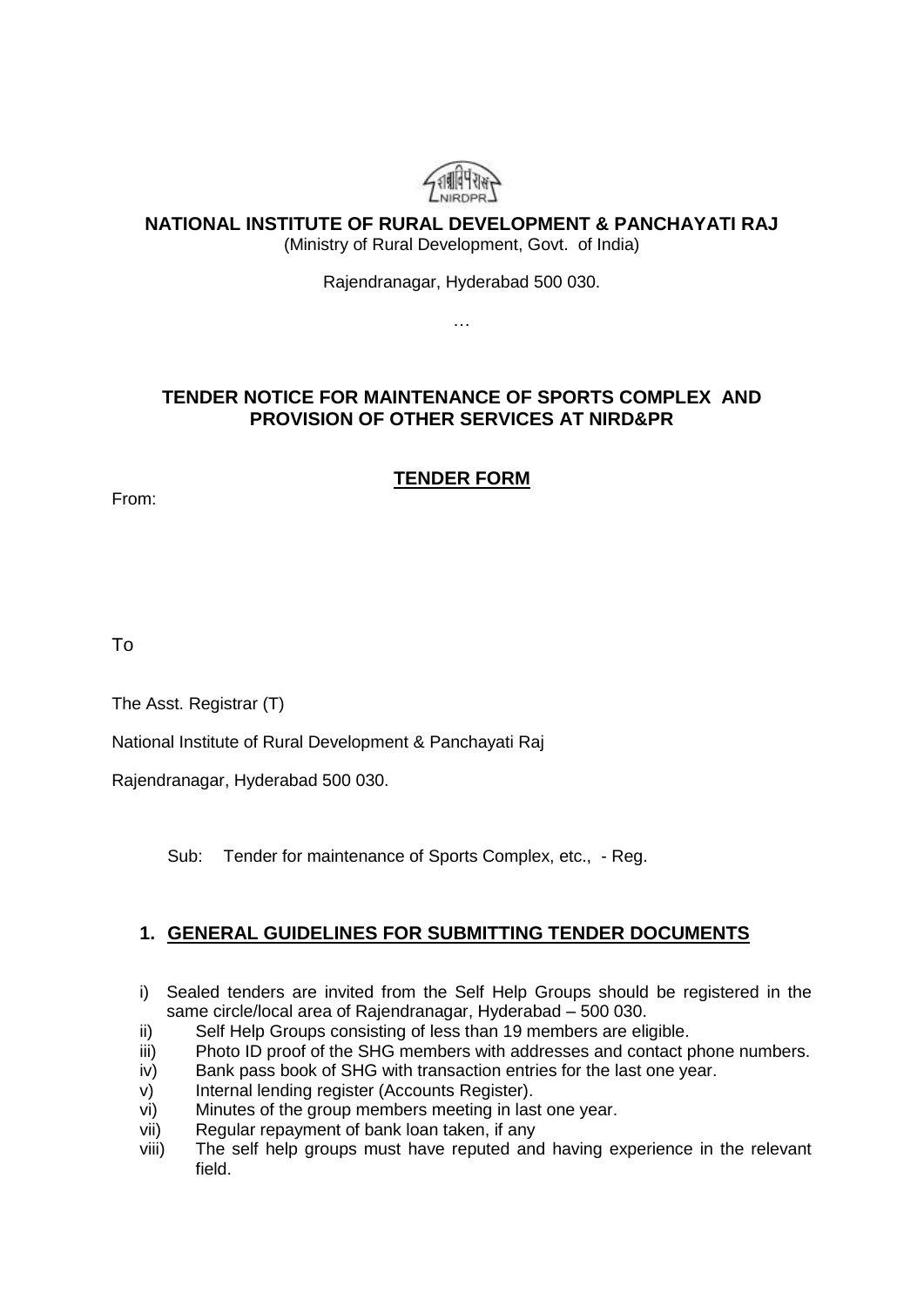**NATIONAL INSTITUTE OF RURAL DEVELOPMENT & PANCHAYATI RAJ**

(Ministry of Rural Development, Govt. of India)

Rajendranagar, Hyderabad 500 030.

…

## TENDER NOTICE FOR MAINTENANCE OF SPORTS COMPLEX AND PROVISION OF OTHER SERVICES AT NIRD&PR

## TENDER FORM

From:

To

The Asst. Registrar (T)

National Institute of Rural Development & Panchayati Raj

Rajendranagar, Hyderabad 500 030.

Sub: Tender for maintenance of Sports Complex, etc., - Reg.

### 1. GENERAL GUIDELINES FOR SUBMITTING TENDER DOCUMENTS

i) Sealed tenders are invited from the Self Help Groups should be registered in the same circle/local area of Rajendranagar, Hyderabad – 500 030.

ii) Self Help Groups consisting of less than 19 members are eligible.

iii) Photo ID proof of the SHG members with addresses and contact phone numbers.

iv) Bank pass book of SHG with transaction entries for the last one year.

v) Internal lending register (Accounts Register).

vi) Minutes of the group members meeting in last one year.

vii) Regular repayment of bank loan taken, if any

viii) The self help groups must have reputed and having experience in the relevant field.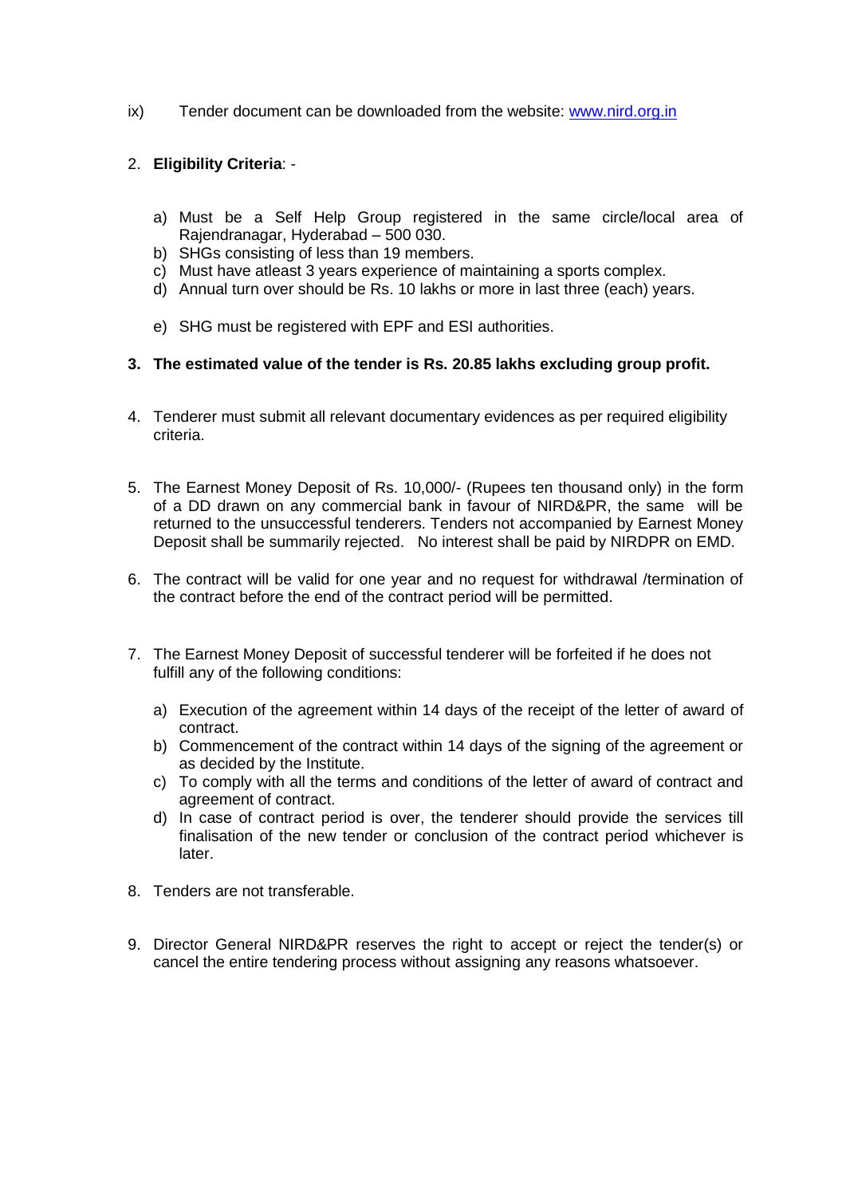ix) Tender document can be downloaded from the website: [www.nird.org.in](http://www.nird.org.in)

2. **Eligibility Criteria**: -

   a) Must be a Self Help Group registered in the same circle/local area of Rajendranagar, Hyderabad – 500 030.
   b) SHGs consisting of less than 19 members.
   c) Must have atleast 3 years experience of maintaining a sports complex.
   d) Annual turn over should be Rs. 10 lakhs or more in last three (each) years.
   e) SHG must be registered with EPF and ESI authorities.

3. **The estimated value of the tender is Rs. 20.85 lakhs excluding group profit.**

4. Tenderer must submit all relevant documentary evidences as per required eligibility criteria.

5. The Earnest Money Deposit of Rs. 10,000/- (Rupees ten thousand only) in the form of a DD drawn on any commercial bank in favour of NIRD&PR, the same will be returned to the unsuccessful tenderers. Tenders not accompanied by Earnest Money Deposit shall be summarily rejected. No interest shall be paid by NIRDPR on EMD.

6. The contract will be valid for one year and no request for withdrawal /termination of the contract before the end of the contract period will be permitted.

7. The Earnest Money Deposit of successful tenderer will be forfeited if he does not fulfill any of the following conditions:

   a) Execution of the agreement within 14 days of the receipt of the letter of award of contract.
   b) Commencement of the contract within 14 days of the signing of the agreement or as decided by the Institute.
   c) To comply with all the terms and conditions of the letter of award of contract and agreement of contract.
   d) In case of contract period is over, the tenderer should provide the services till finalisation of the new tender or conclusion of the contract period whichever is later.

8. Tenders are not transferable.

9. Director General NIRD&PR reserves the right to accept or reject the tender(s) or cancel the entire tendering process without assigning any reasons whatsoever.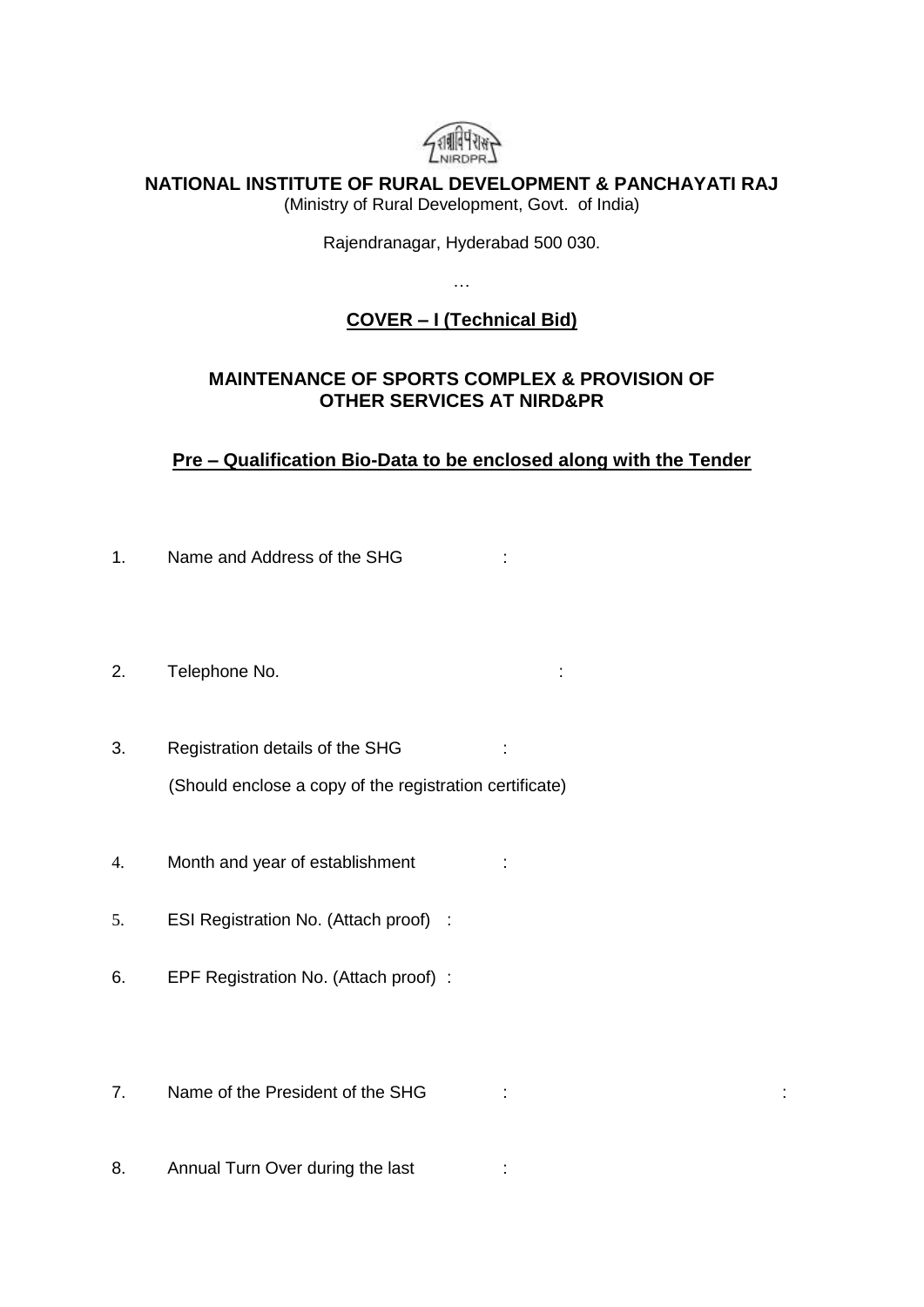**NATIONAL INSTITUTE OF RURAL DEVELOPMENT & PANCHAYATI RAJ**
(Ministry of Rural Development, Govt. of India)

Rajendranagar, Hyderabad 500 030.

…

**COVER – I (Technical Bid)**

**MAINTENANCE OF SPORTS COMPLEX & PROVISION OF OTHER SERVICES AT NIRD&PR**

**Pre – Qualification Bio-Data to be enclosed along with the Tender**

1. Name and Address of the SHG :

2. Telephone No. :

3. Registration details of the SHG :
   (Should enclose a copy of the registration certificate)

4. Month and year of establishment :

5. ESI Registration No. (Attach proof) :

6. EPF Registration No. (Attach proof) :

7. Name of the President of the SHG : :

8. Annual Turn Over during the last :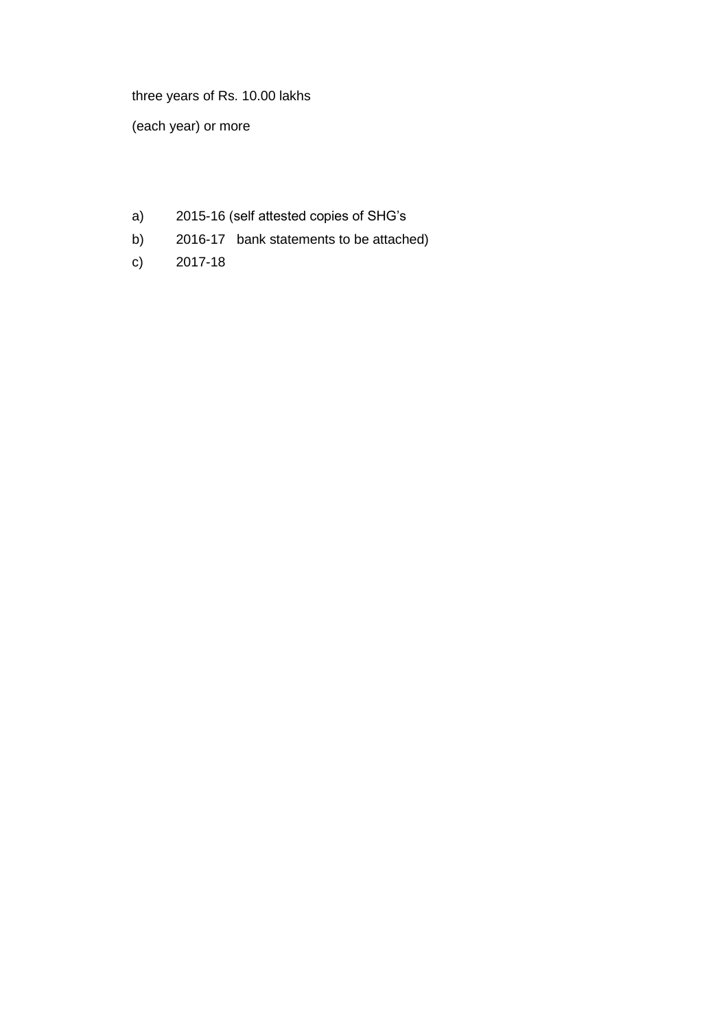three years of Rs. 10.00 lakhs

(each year) or more

a) 2015-16 (self attested copies of SHG's

b) 2016-17 bank statements to be attached)

c) 2017-18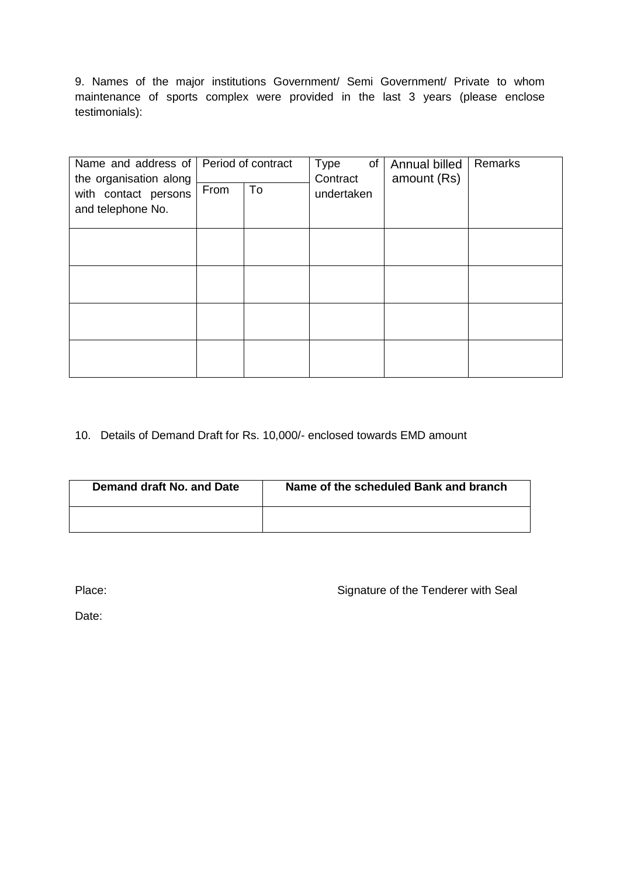9. Names of the major institutions Government/ Semi Government/ Private to whom maintenance of sports complex were provided in the last 3 years (please enclose testimonials):

| Name and address of the organisation along with contact persons and telephone No. | Period of contract | | Type of Contract undertaken | Annual billed amount (Rs) | Remarks |
|---|---|---|---|---|---|
| | From | To | | | |
| | | | | | |
| | | | | | |
| | | | | | |
| | | | | | |

10. Details of Demand Draft for Rs. 10,000/- enclosed towards EMD amount

| **Demand draft No. and Date** | **Name of the scheduled Bank and branch** |
|---|---|
| | |

Place: Signature of the Tenderer with Seal

Date: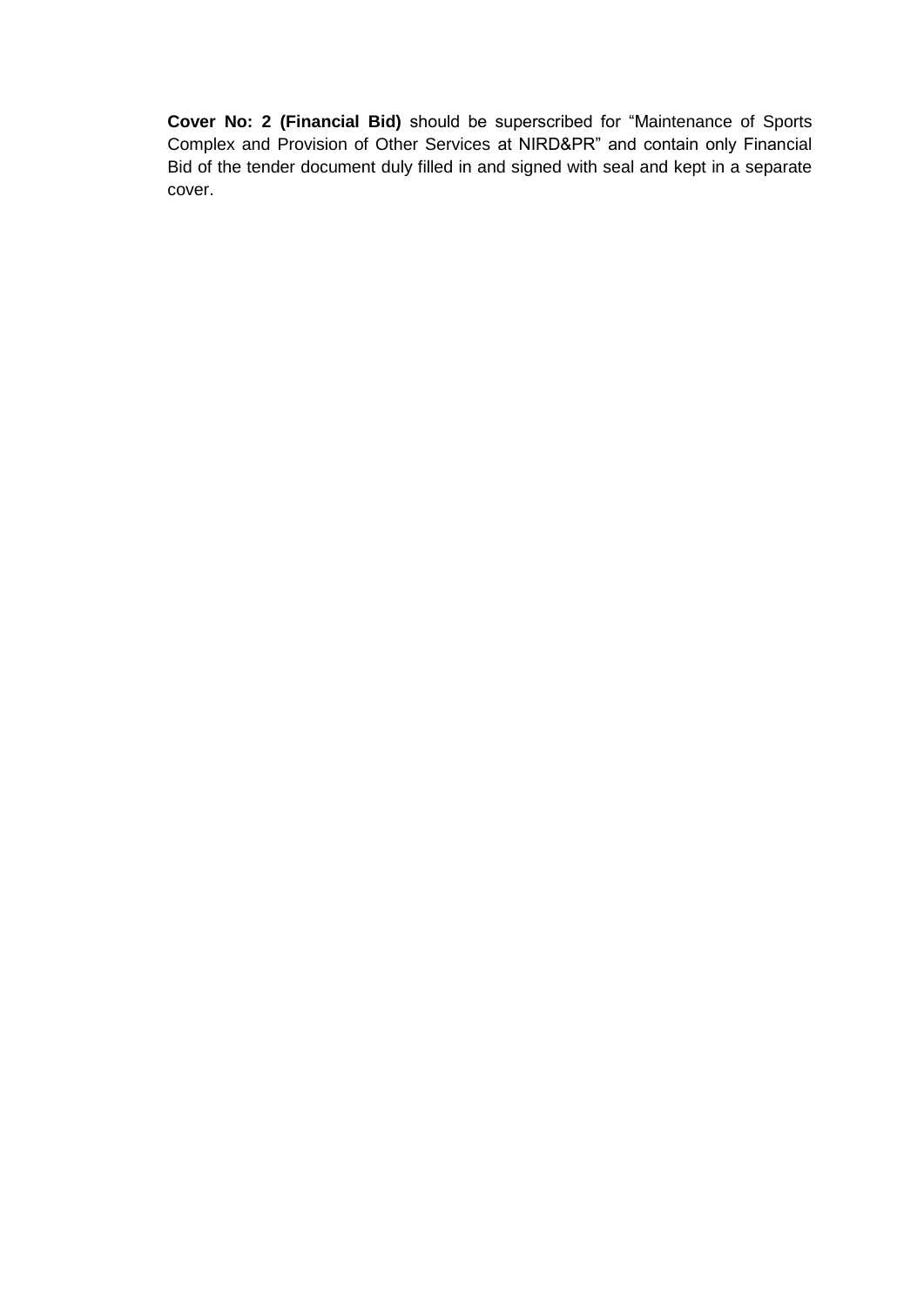**Cover No: 2 (Financial Bid)** should be superscribed for "Maintenance of Sports Complex and Provision of Other Services at NIRD&PR" and contain only Financial Bid of the tender document duly filled in and signed with seal and kept in a separate cover.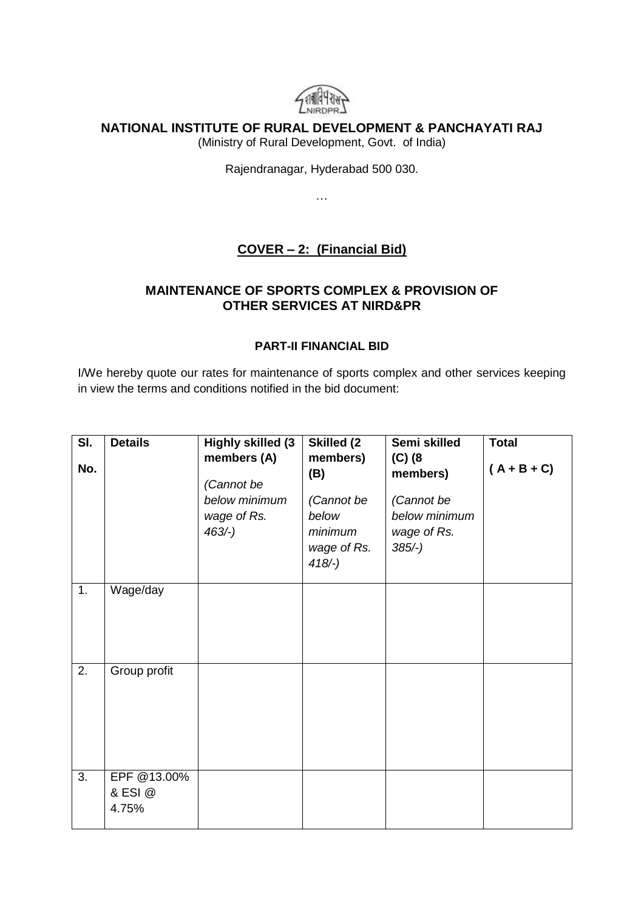**NATIONAL INSTITUTE OF RURAL DEVELOPMENT & PANCHAYATI RAJ**

(Ministry of Rural Development, Govt. of India)

Rajendranagar, Hyderabad 500 030.

…

## COVER – 2: (Financial Bid)

### MAINTENANCE OF SPORTS COMPLEX & PROVISION OF OTHER SERVICES AT NIRD&PR

#### PART-II FINANCIAL BID

I/We hereby quote our rates for maintenance of sports complex and other services keeping in view the terms and conditions notified in the bid document:

| Sl. No. | Details | **Highly skilled (3 members (A)** *(Cannot be below minimum wage of Rs. 463/-)* | **Skilled (2 members) (B)** *(Cannot be below minimum wage of Rs. 418/-)* | **Semi skilled (C) (8 members)** *(Cannot be below minimum wage of Rs. 385/-)* | **Total ( A + B + C)** |
|---|---|---|---|---|---|
| 1. | Wage/day | | | | |
| 2. | Group profit | | | | |
| 3. | EPF @13.00% & ESI @ 4.75% | | | | |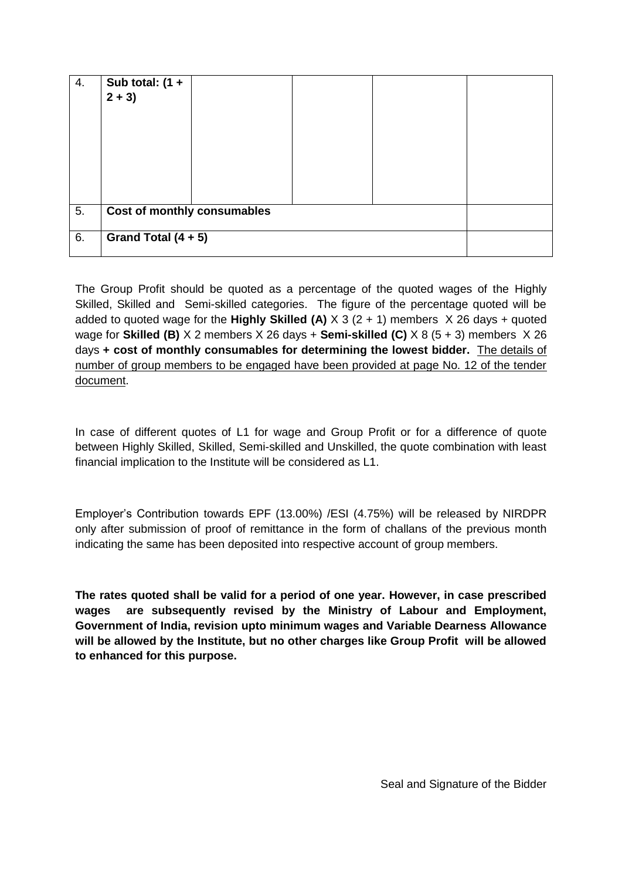| 4. | **Sub total: (1 + 2 + 3)** | | | | |
|---|---|---|---|---|---|
| 5. | **Cost of monthly consumables** | | | | |
| 6. | **Grand Total (4 + 5)** | | | | |

The Group Profit should be quoted as a percentage of the quoted wages of the Highly Skilled, Skilled and Semi-skilled categories. The figure of the percentage quoted will be added to quoted wage for the **Highly Skilled (A)** X 3 (2 + 1) members X 26 days + quoted wage for **Skilled (B)** X 2 members X 26 days + **Semi-skilled (C)** X 8 (5 + 3) members X 26 days **+ cost of monthly consumables for determining the lowest bidder.** The details of number of group members to be engaged have been provided at page No. 12 of the tender document.

In case of different quotes of L1 for wage and Group Profit or for a difference of quote between Highly Skilled, Skilled, Semi-skilled and Unskilled, the quote combination with least financial implication to the Institute will be considered as L1.

Employer's Contribution towards EPF (13.00%) /ESI (4.75%) will be released by NIRDPR only after submission of proof of remittance in the form of challans of the previous month indicating the same has been deposited into respective account of group members.

**The rates quoted shall be valid for a period of one year. However, in case prescribed wages are subsequently revised by the Ministry of Labour and Employment, Government of India, revision upto minimum wages and Variable Dearness Allowance will be allowed by the Institute, but no other charges like Group Profit will be allowed to enhanced for this purpose.**

Seal and Signature of the Bidder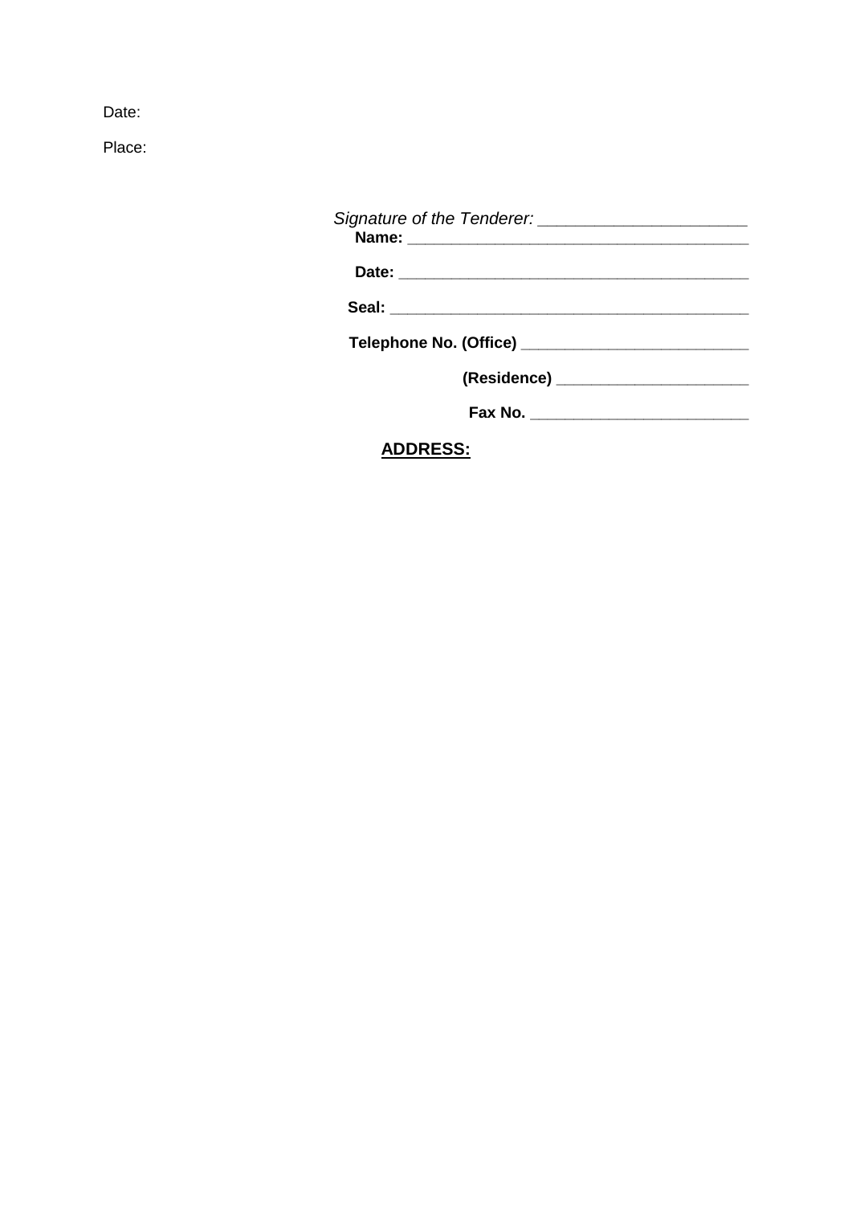Date:

Place:

*Signature of the Tenderer:* ______________________

**Name:** ______________________________________

**Date:** _______________________________________

**Seal:** ________________________________________

**Telephone No. (Office)** __________________________

**(Residence)** ______________________

**Fax No.** _________________________

**<u>ADDRESS:</u>**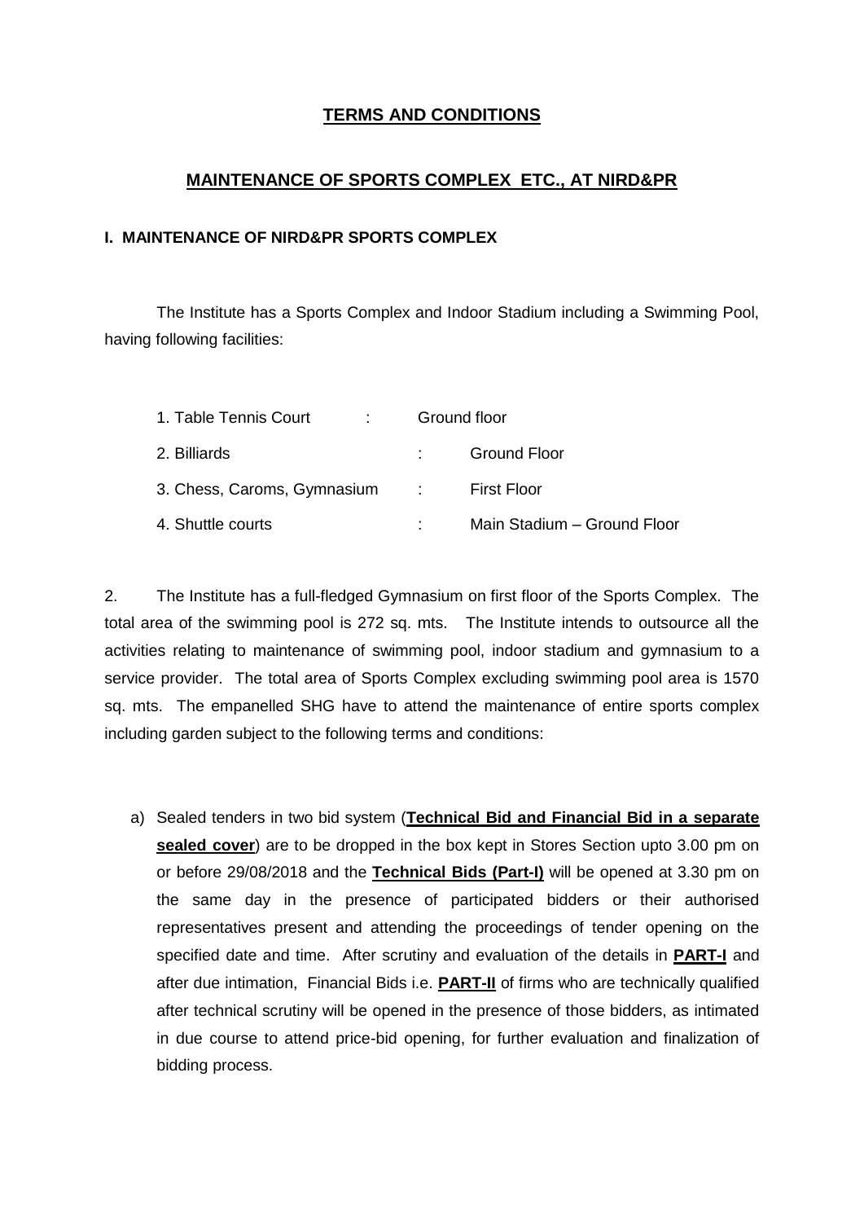## TERMS AND CONDITIONS

## MAINTENANCE OF SPORTS COMPLEX ETC., AT NIRD&PR

### I. MAINTENANCE OF NIRD&PR SPORTS COMPLEX

The Institute has a Sports Complex and Indoor Stadium including a Swimming Pool, having following facilities:

| | | |
|---|---|---|
| 1. Table Tennis Court | : | Ground floor |
| 2. Billiards | : | Ground Floor |
| 3. Chess, Caroms, Gymnasium | : | First Floor |
| 4. Shuttle courts | : | Main Stadium – Ground Floor |

2. The Institute has a full-fledged Gymnasium on first floor of the Sports Complex. The total area of the swimming pool is 272 sq. mts. The Institute intends to outsource all the activities relating to maintenance of swimming pool, indoor stadium and gymnasium to a service provider. The total area of Sports Complex excluding swimming pool area is 1570 sq. mts. The empanelled SHG have to attend the maintenance of entire sports complex including garden subject to the following terms and conditions:

a) Sealed tenders in two bid system (**Technical Bid and Financial Bid in a separate sealed cover**) are to be dropped in the box kept in Stores Section upto 3.00 pm on or before 29/08/2018 and the **Technical Bids (Part-I)** will be opened at 3.30 pm on the same day in the presence of participated bidders or their authorised representatives present and attending the proceedings of tender opening on the specified date and time. After scrutiny and evaluation of the details in **PART-I** and after due intimation, Financial Bids i.e. **PART-II** of firms who are technically qualified after technical scrutiny will be opened in the presence of those bidders, as intimated in due course to attend price-bid opening, for further evaluation and finalization of bidding process.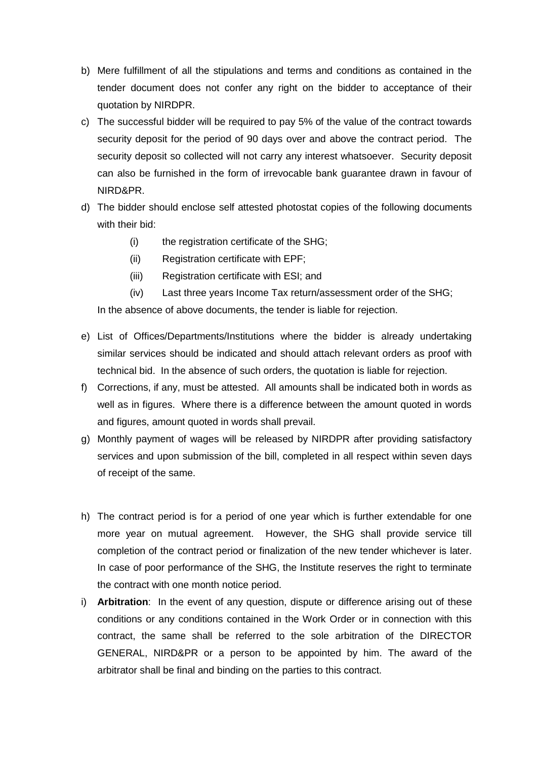b) Mere fulfillment of all the stipulations and terms and conditions as contained in the tender document does not confer any right on the bidder to acceptance of their quotation by NIRDPR.

c) The successful bidder will be required to pay 5% of the value of the contract towards security deposit for the period of 90 days over and above the contract period. The security deposit so collected will not carry any interest whatsoever. Security deposit can also be furnished in the form of irrevocable bank guarantee drawn in favour of NIRD&PR.

d) The bidder should enclose self attested photostat copies of the following documents with their bid:

    (i) the registration certificate of the SHG;

    (ii) Registration certificate with EPF;

    (iii) Registration certificate with ESI; and

    (iv) Last three years Income Tax return/assessment order of the SHG;

    In the absence of above documents, the tender is liable for rejection.

e) List of Offices/Departments/Institutions where the bidder is already undertaking similar services should be indicated and should attach relevant orders as proof with technical bid. In the absence of such orders, the quotation is liable for rejection.

f) Corrections, if any, must be attested. All amounts shall be indicated both in words as well as in figures. Where there is a difference between the amount quoted in words and figures, amount quoted in words shall prevail.

g) Monthly payment of wages will be released by NIRDPR after providing satisfactory services and upon submission of the bill, completed in all respect within seven days of receipt of the same.

h) The contract period is for a period of one year which is further extendable for one more year on mutual agreement. However, the SHG shall provide service till completion of the contract period or finalization of the new tender whichever is later. In case of poor performance of the SHG, the Institute reserves the right to terminate the contract with one month notice period.

i) **Arbitration**: In the event of any question, dispute or difference arising out of these conditions or any conditions contained in the Work Order or in connection with this contract, the same shall be referred to the sole arbitration of the DIRECTOR GENERAL, NIRD&PR or a person to be appointed by him. The award of the arbitrator shall be final and binding on the parties to this contract.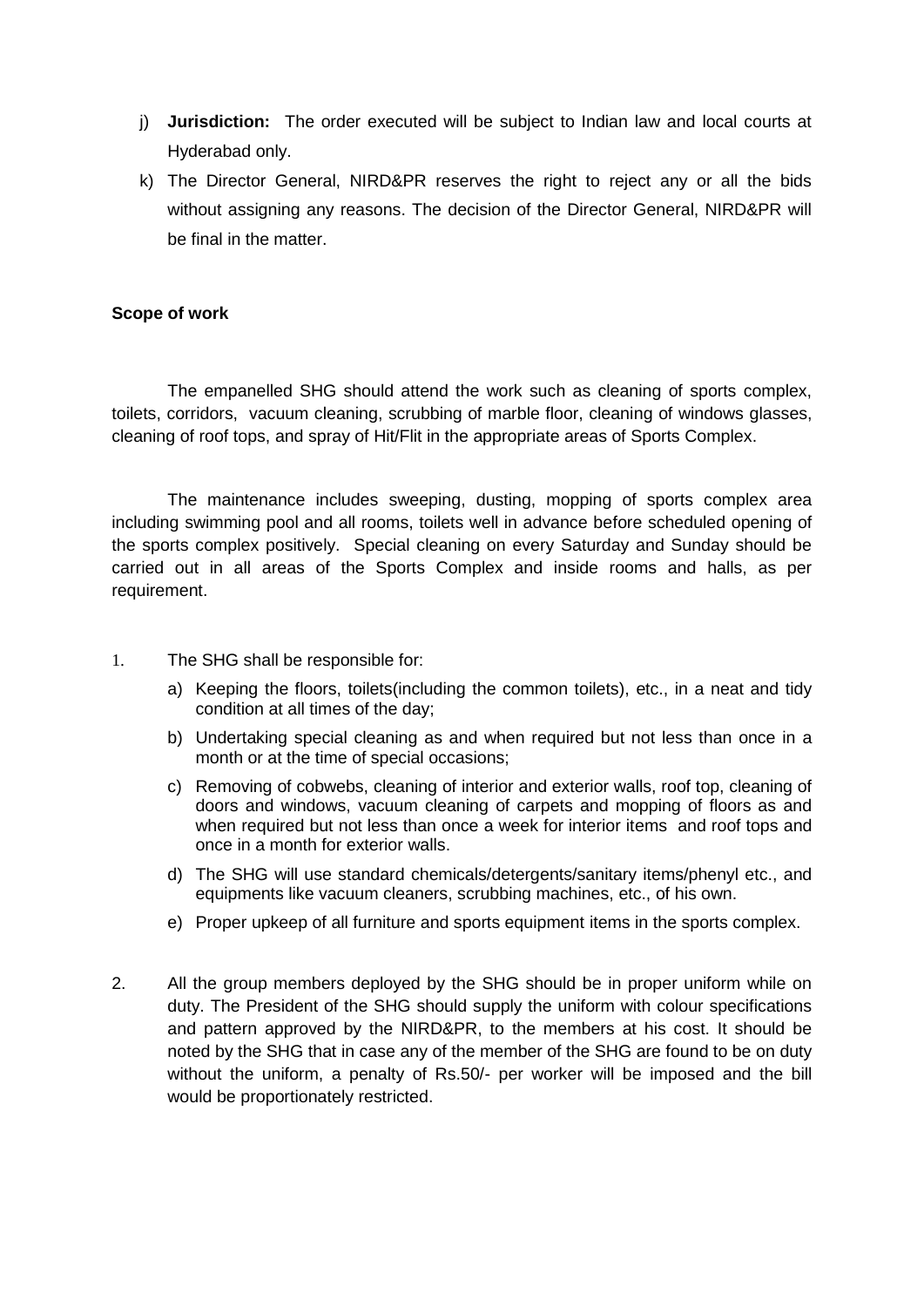j) **Jurisdiction:** The order executed will be subject to Indian law and local courts at Hyderabad only.

k) The Director General, NIRD&PR reserves the right to reject any or all the bids without assigning any reasons. The decision of the Director General, NIRD&PR will be final in the matter.

**Scope of work**

The empanelled SHG should attend the work such as cleaning of sports complex, toilets, corridors, vacuum cleaning, scrubbing of marble floor, cleaning of windows glasses, cleaning of roof tops, and spray of Hit/Flit in the appropriate areas of Sports Complex.

The maintenance includes sweeping, dusting, mopping of sports complex area including swimming pool and all rooms, toilets well in advance before scheduled opening of the sports complex positively. Special cleaning on every Saturday and Sunday should be carried out in all areas of the Sports Complex and inside rooms and halls, as per requirement.

1. The SHG shall be responsible for:
   a) Keeping the floors, toilets(including the common toilets), etc., in a neat and tidy condition at all times of the day;
   b) Undertaking special cleaning as and when required but not less than once in a month or at the time of special occasions;
   c) Removing of cobwebs, cleaning of interior and exterior walls, roof top, cleaning of doors and windows, vacuum cleaning of carpets and mopping of floors as and when required but not less than once a week for interior items and roof tops and once in a month for exterior walls.
   d) The SHG will use standard chemicals/detergents/sanitary items/phenyl etc., and equipments like vacuum cleaners, scrubbing machines, etc., of his own.
   e) Proper upkeep of all furniture and sports equipment items in the sports complex.

2. All the group members deployed by the SHG should be in proper uniform while on duty. The President of the SHG should supply the uniform with colour specifications and pattern approved by the NIRD&PR, to the members at his cost. It should be noted by the SHG that in case any of the member of the SHG are found to be on duty without the uniform, a penalty of Rs.50/- per worker will be imposed and the bill would be proportionately restricted.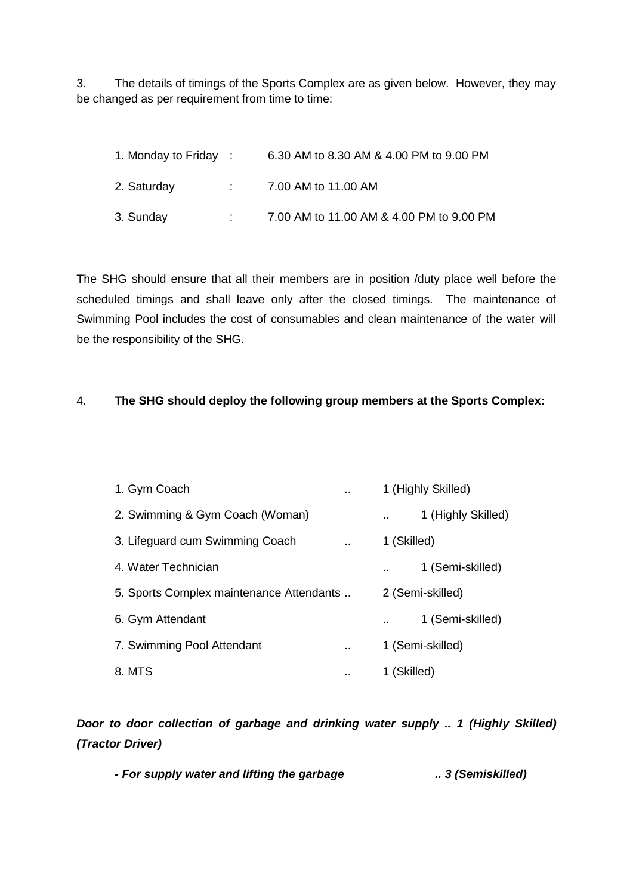3. The details of timings of the Sports Complex are as given below. However, they may be changed as per requirement from time to time:

| | | |
|---|---|---|
| 1. Monday to Friday | : | 6.30 AM to 8.30 AM & 4.00 PM to 9.00 PM |
| 2. Saturday | : | 7.00 AM to 11.00 AM |
| 3. Sunday | : | 7.00 AM to 11.00 AM & 4.00 PM to 9.00 PM |

The SHG should ensure that all their members are in position /duty place well before the scheduled timings and shall leave only after the closed timings. The maintenance of Swimming Pool includes the cost of consumables and clean maintenance of the water will be the responsibility of the SHG.

4. **The SHG should deploy the following group members at the Sports Complex:**

| | | |
|---|---|---|
| 1. Gym Coach | .. | 1 (Highly Skilled) |
| 2. Swimming & Gym Coach (Woman) | .. | 1 (Highly Skilled) |
| 3. Lifeguard cum Swimming Coach | .. | 1 (Skilled) |
| 4. Water Technician | .. | 1 (Semi-skilled) |
| 5. Sports Complex maintenance Attendants | .. | 2 (Semi-skilled) |
| 6. Gym Attendant | .. | 1 (Semi-skilled) |
| 7. Swimming Pool Attendant | .. | 1 (Semi-skilled) |
| 8. MTS | .. | 1 (Skilled) |

***Door to door collection of garbage and drinking water supply .. 1 (Highly Skilled) (Tractor Driver)***

***- For supply water and lifting the garbage .. 3 (Semiskilled)***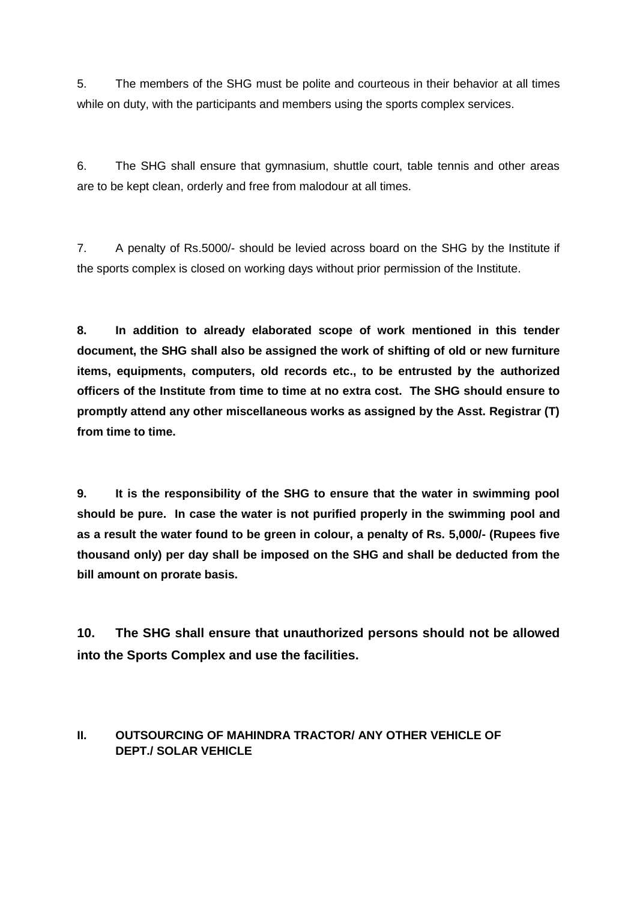5. The members of the SHG must be polite and courteous in their behavior at all times while on duty, with the participants and members using the sports complex services.

6. The SHG shall ensure that gymnasium, shuttle court, table tennis and other areas are to be kept clean, orderly and free from malodour at all times.

7. A penalty of Rs.5000/- should be levied across board on the SHG by the Institute if the sports complex is closed on working days without prior permission of the Institute.

**8. In addition to already elaborated scope of work mentioned in this tender document, the SHG shall also be assigned the work of shifting of old or new furniture items, equipments, computers, old records etc., to be entrusted by the authorized officers of the Institute from time to time at no extra cost. The SHG should ensure to promptly attend any other miscellaneous works as assigned by the Asst. Registrar (T) from time to time.**

**9. It is the responsibility of the SHG to ensure that the water in swimming pool should be pure. In case the water is not purified properly in the swimming pool and as a result the water found to be green in colour, a penalty of Rs. 5,000/- (Rupees five thousand only) per day shall be imposed on the SHG and shall be deducted from the bill amount on prorate basis.**

**10. The SHG shall ensure that unauthorized persons should not be allowed into the Sports Complex and use the facilities.**

## II. OUTSOURCING OF MAHINDRA TRACTOR/ ANY OTHER VEHICLE OF DEPT./ SOLAR VEHICLE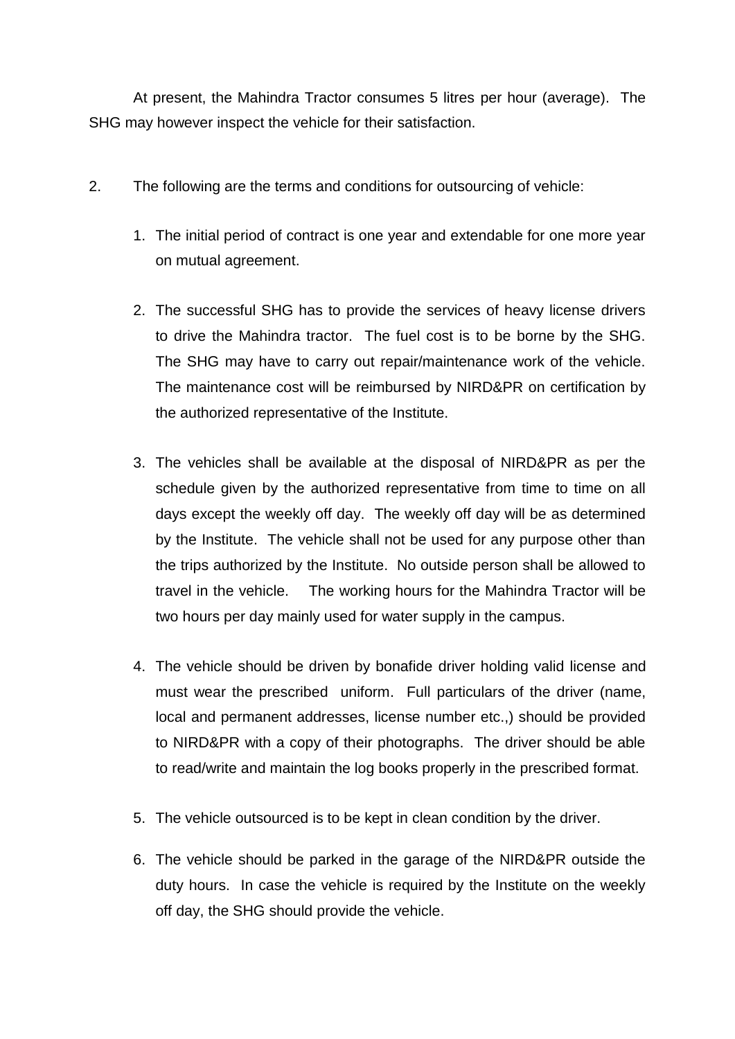At present, the Mahindra Tractor consumes 5 litres per hour (average). The SHG may however inspect the vehicle for their satisfaction.

2. The following are the terms and conditions for outsourcing of vehicle:

    1. The initial period of contract is one year and extendable for one more year on mutual agreement.

    2. The successful SHG has to provide the services of heavy license drivers to drive the Mahindra tractor. The fuel cost is to be borne by the SHG. The SHG may have to carry out repair/maintenance work of the vehicle. The maintenance cost will be reimbursed by NIRD&PR on certification by the authorized representative of the Institute.

    3. The vehicles shall be available at the disposal of NIRD&PR as per the schedule given by the authorized representative from time to time on all days except the weekly off day. The weekly off day will be as determined by the Institute. The vehicle shall not be used for any purpose other than the trips authorized by the Institute. No outside person shall be allowed to travel in the vehicle. The working hours for the Mahindra Tractor will be two hours per day mainly used for water supply in the campus.

    4. The vehicle should be driven by bonafide driver holding valid license and must wear the prescribed uniform. Full particulars of the driver (name, local and permanent addresses, license number etc.,) should be provided to NIRD&PR with a copy of their photographs. The driver should be able to read/write and maintain the log books properly in the prescribed format.

    5. The vehicle outsourced is to be kept in clean condition by the driver.

    6. The vehicle should be parked in the garage of the NIRD&PR outside the duty hours. In case the vehicle is required by the Institute on the weekly off day, the SHG should provide the vehicle.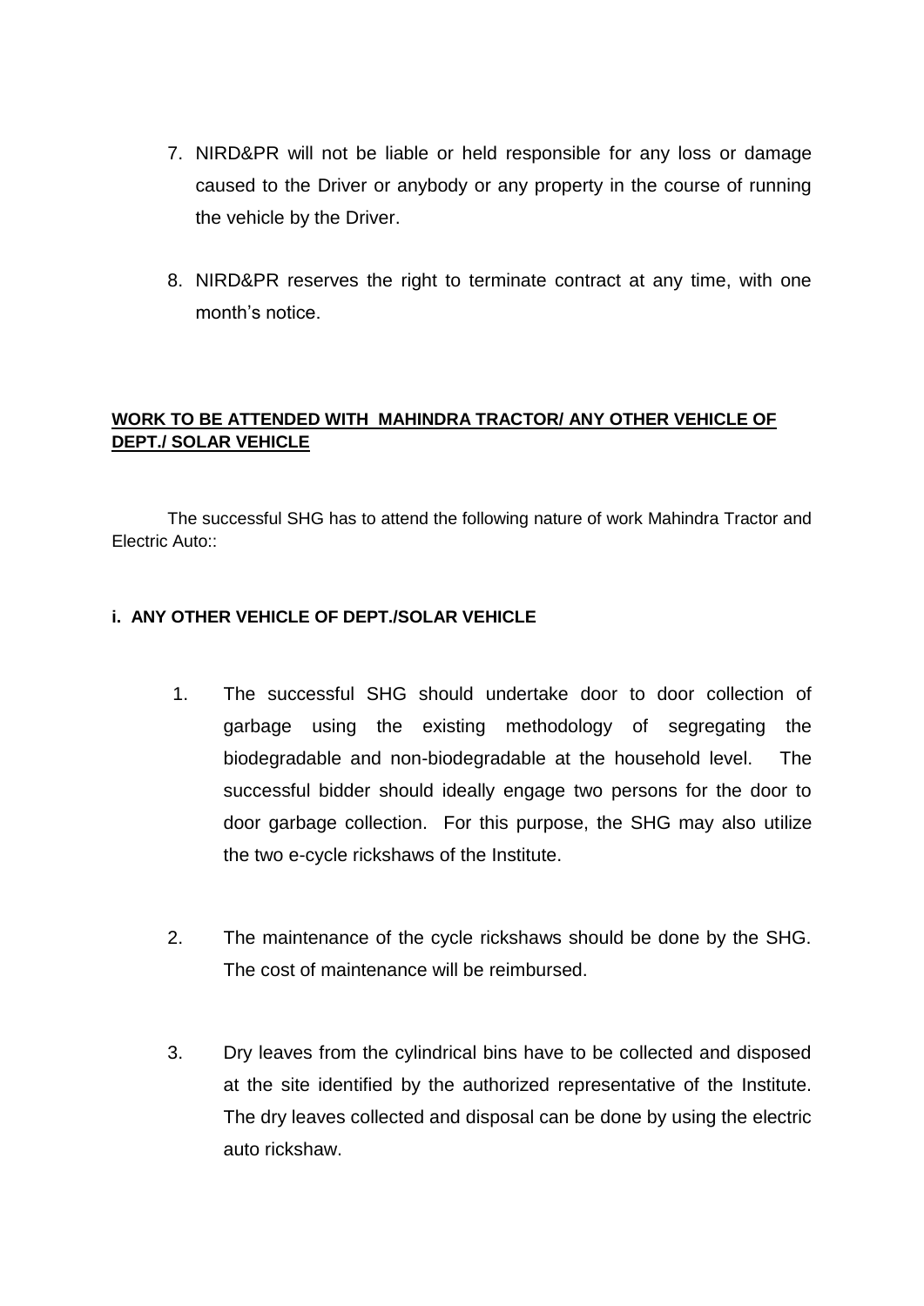7. NIRD&PR will not be liable or held responsible for any loss or damage caused to the Driver or anybody or any property in the course of running the vehicle by the Driver.

8. NIRD&PR reserves the right to terminate contract at any time, with one month's notice.

**<u>WORK TO BE ATTENDED WITH MAHINDRA TRACTOR/ ANY OTHER VEHICLE OF DEPT./ SOLAR VEHICLE</u>**

The successful SHG has to attend the following nature of work Mahindra Tractor and Electric Auto::

**i. ANY OTHER VEHICLE OF DEPT./SOLAR VEHICLE**

1. The successful SHG should undertake door to door collection of garbage using the existing methodology of segregating the biodegradable and non-biodegradable at the household level. The successful bidder should ideally engage two persons for the door to door garbage collection. For this purpose, the SHG may also utilize the two e-cycle rickshaws of the Institute.

2. The maintenance of the cycle rickshaws should be done by the SHG. The cost of maintenance will be reimbursed.

3. Dry leaves from the cylindrical bins have to be collected and disposed at the site identified by the authorized representative of the Institute. The dry leaves collected and disposal can be done by using the electric auto rickshaw.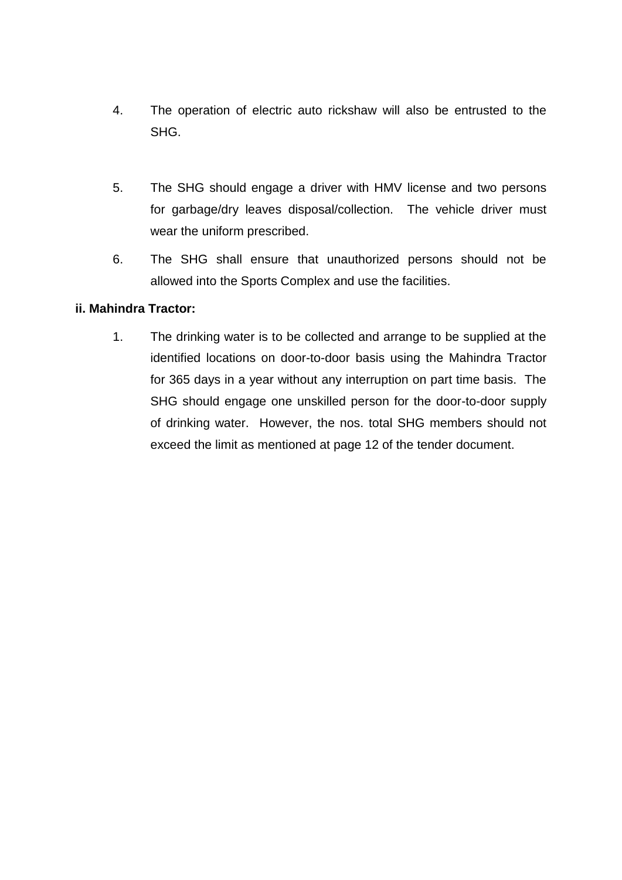4. The operation of electric auto rickshaw will also be entrusted to the SHG.

5. The SHG should engage a driver with HMV license and two persons for garbage/dry leaves disposal/collection. The vehicle driver must wear the uniform prescribed.

6. The SHG shall ensure that unauthorized persons should not be allowed into the Sports Complex and use the facilities.

**ii. Mahindra Tractor:**

1. The drinking water is to be collected and arrange to be supplied at the identified locations on door-to-door basis using the Mahindra Tractor for 365 days in a year without any interruption on part time basis. The SHG should engage one unskilled person for the door-to-door supply of drinking water. However, the nos. total SHG members should not exceed the limit as mentioned at page 12 of the tender document.